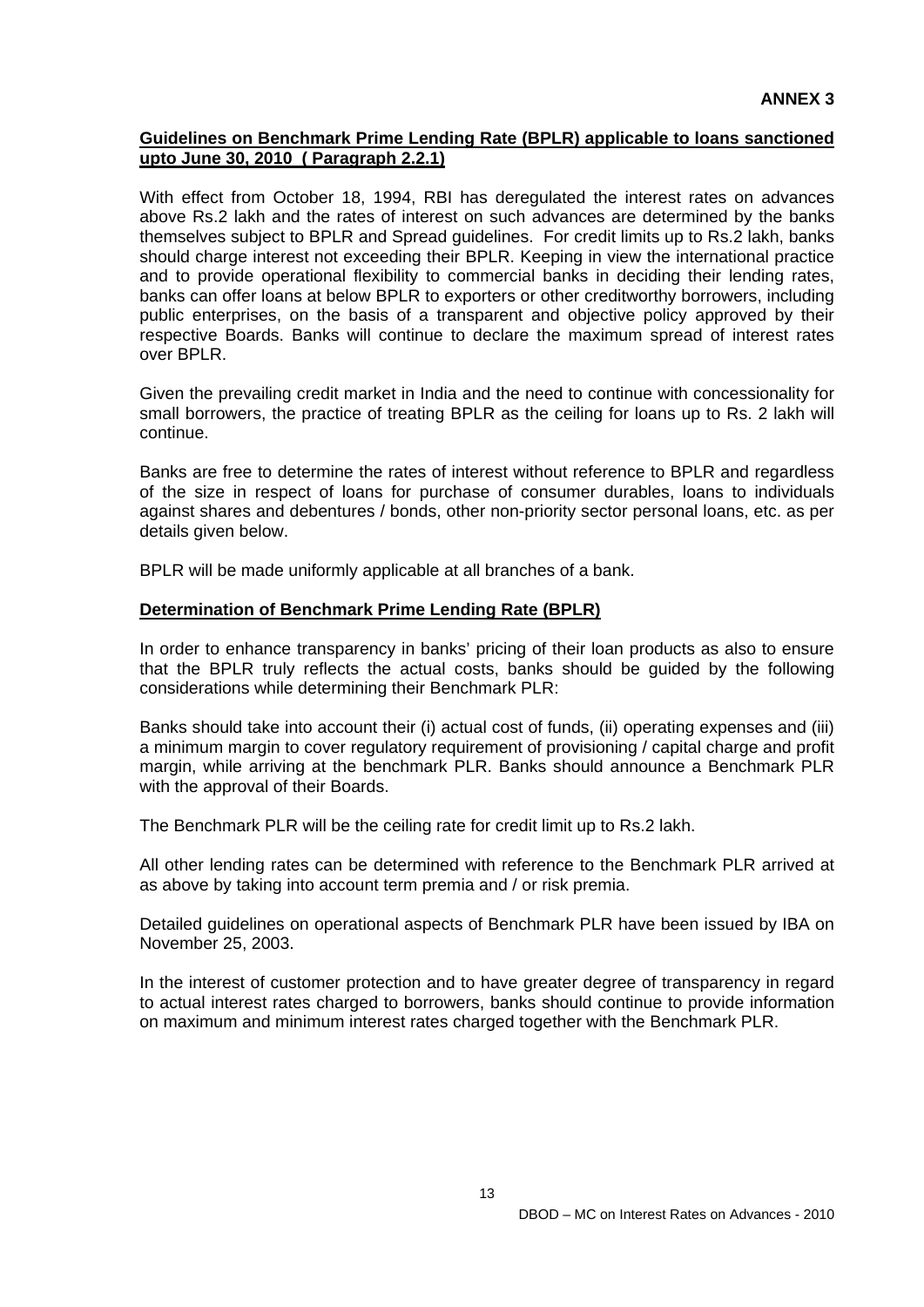**ANNEX 3**

## Guidelines on Benchmark Prime Lending Rate (BPLR) applicable to loans sanctioned upto June 30, 2010 ( Paragraph 2.2.1)

With effect from October 18, 1994, RBI has deregulated the interest rates on advances above Rs.2 lakh and the rates of interest on such advances are determined by the banks themselves subject to BPLR and Spread guidelines. For credit limits up to Rs.2 lakh, banks should charge interest not exceeding their BPLR. Keeping in view the international practice and to provide operational flexibility to commercial banks in deciding their lending rates, banks can offer loans at below BPLR to exporters or other creditworthy borrowers, including public enterprises, on the basis of a transparent and objective policy approved by their respective Boards. Banks will continue to declare the maximum spread of interest rates over BPLR.

Given the prevailing credit market in India and the need to continue with concessionality for small borrowers, the practice of treating BPLR as the ceiling for loans up to Rs. 2 lakh will continue.

Banks are free to determine the rates of interest without reference to BPLR and regardless of the size in respect of loans for purchase of consumer durables, loans to individuals against shares and debentures / bonds, other non-priority sector personal loans, etc. as per details given below.

BPLR will be made uniformly applicable at all branches of a bank.

### Determination of Benchmark Prime Lending Rate (BPLR)

In order to enhance transparency in banks' pricing of their loan products as also to ensure that the BPLR truly reflects the actual costs, banks should be guided by the following considerations while determining their Benchmark PLR:

Banks should take into account their (i) actual cost of funds, (ii) operating expenses and (iii) a minimum margin to cover regulatory requirement of provisioning / capital charge and profit margin, while arriving at the benchmark PLR. Banks should announce a Benchmark PLR with the approval of their Boards.

The Benchmark PLR will be the ceiling rate for credit limit up to Rs.2 lakh.

All other lending rates can be determined with reference to the Benchmark PLR arrived at as above by taking into account term premia and / or risk premia.

Detailed guidelines on operational aspects of Benchmark PLR have been issued by IBA on November 25, 2003.

In the interest of customer protection and to have greater degree of transparency in regard to actual interest rates charged to borrowers, banks should continue to provide information on maximum and minimum interest rates charged together with the Benchmark PLR.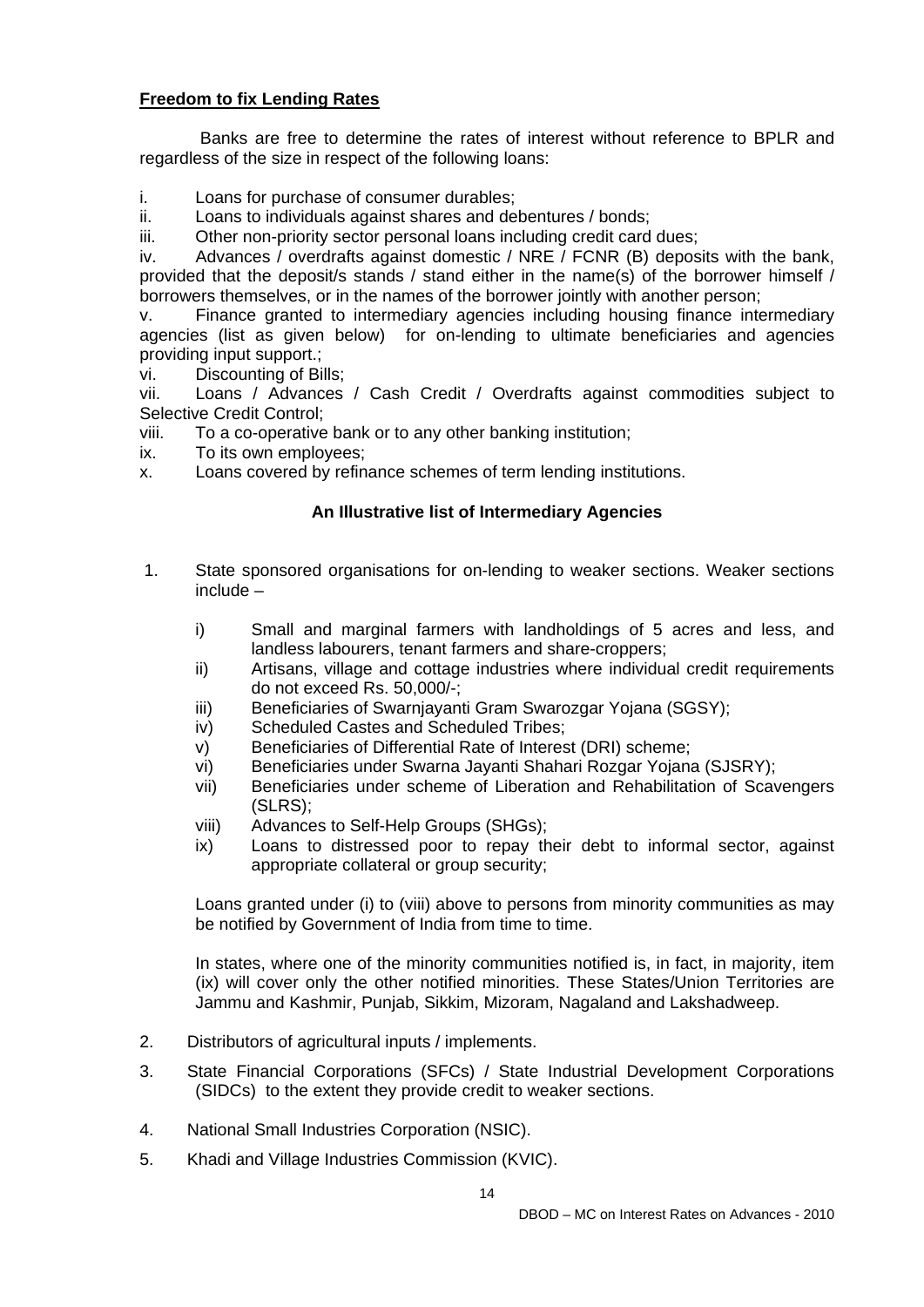**Freedom to fix Lending Rates**

Banks are free to determine the rates of interest without reference to BPLR and regardless of the size in respect of the following loans:

i. Loans for purchase of consumer durables;
ii. Loans to individuals against shares and debentures / bonds;
iii. Other non-priority sector personal loans including credit card dues;
iv. Advances / overdrafts against domestic / NRE / FCNR (B) deposits with the bank, provided that the deposit/s stands / stand either in the name(s) of the borrower himself / borrowers themselves, or in the names of the borrower jointly with another person;
v. Finance granted to intermediary agencies including housing finance intermediary agencies (list as given below) for on-lending to ultimate beneficiaries and agencies providing input support.;
vi. Discounting of Bills;
vii. Loans / Advances / Cash Credit / Overdrafts against commodities subject to Selective Credit Control;
viii. To a co-operative bank or to any other banking institution;
ix. To its own employees;
x. Loans covered by refinance schemes of term lending institutions.

**An Illustrative list of Intermediary Agencies**

1. State sponsored organisations for on-lending to weaker sections. Weaker sections include –

   i) Small and marginal farmers with landholdings of 5 acres and less, and landless labourers, tenant farmers and share-croppers;
   ii) Artisans, village and cottage industries where individual credit requirements do not exceed Rs. 50,000/-;
   iii) Beneficiaries of Swarnjayanti Gram Swarozgar Yojana (SGSY);
   iv) Scheduled Castes and Scheduled Tribes;
   v) Beneficiaries of Differential Rate of Interest (DRI) scheme;
   vi) Beneficiaries under Swarna Jayanti Shahari Rozgar Yojana (SJSRY);
   vii) Beneficiaries under scheme of Liberation and Rehabilitation of Scavengers (SLRS);
   viii) Advances to Self-Help Groups (SHGs);
   ix) Loans to distressed poor to repay their debt to informal sector, against appropriate collateral or group security;

   Loans granted under (i) to (viii) above to persons from minority communities as may be notified by Government of India from time to time.

   In states, where one of the minority communities notified is, in fact, in majority, item (ix) will cover only the other notified minorities. These States/Union Territories are Jammu and Kashmir, Punjab, Sikkim, Mizoram, Nagaland and Lakshadweep.

2. Distributors of agricultural inputs / implements.

3. State Financial Corporations (SFCs) / State Industrial Development Corporations (SIDCs) to the extent they provide credit to weaker sections.

4. National Small Industries Corporation (NSIC).

5. Khadi and Village Industries Commission (KVIC).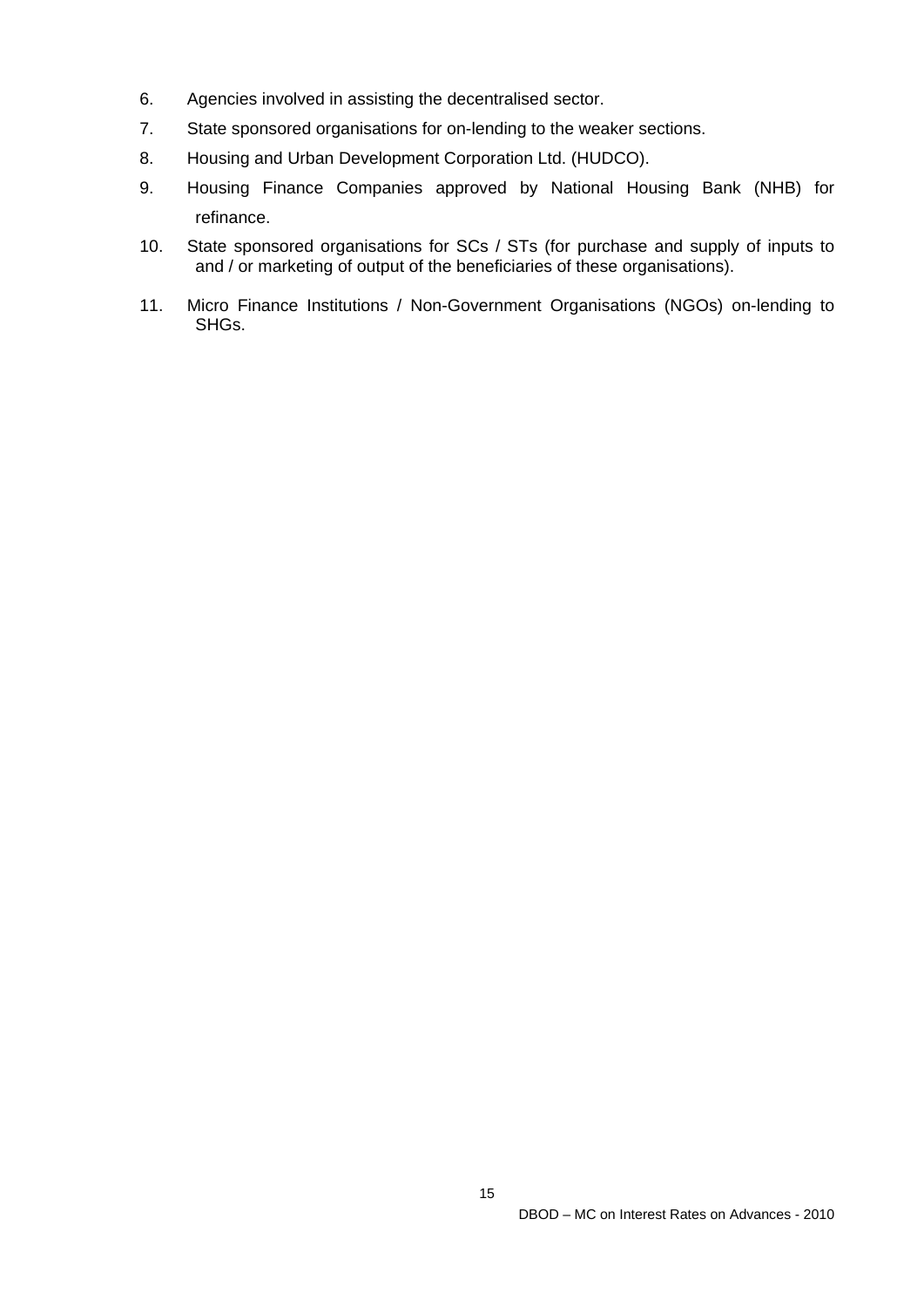6. Agencies involved in assisting the decentralised sector.
7. State sponsored organisations for on-lending to the weaker sections.
8. Housing and Urban Development Corporation Ltd. (HUDCO).
9. Housing Finance Companies approved by National Housing Bank (NHB) for refinance.
10. State sponsored organisations for SCs / STs (for purchase and supply of inputs to and / or marketing of output of the beneficiaries of these organisations).
11. Micro Finance Institutions / Non-Government Organisations (NGOs) on-lending to SHGs.